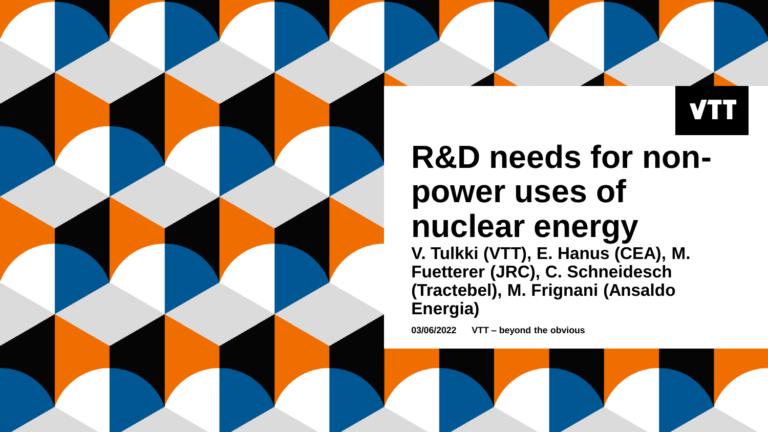VTT

# R&D needs for non-power uses of nuclear energy

**V. Tulkki (VTT), E. Hanus (CEA), M. Fuetterer (JRC), C. Schneidesch (Tractebel), M. Frignani (Ansaldo Energia)**

**03/06/2022 VTT – beyond the obvious**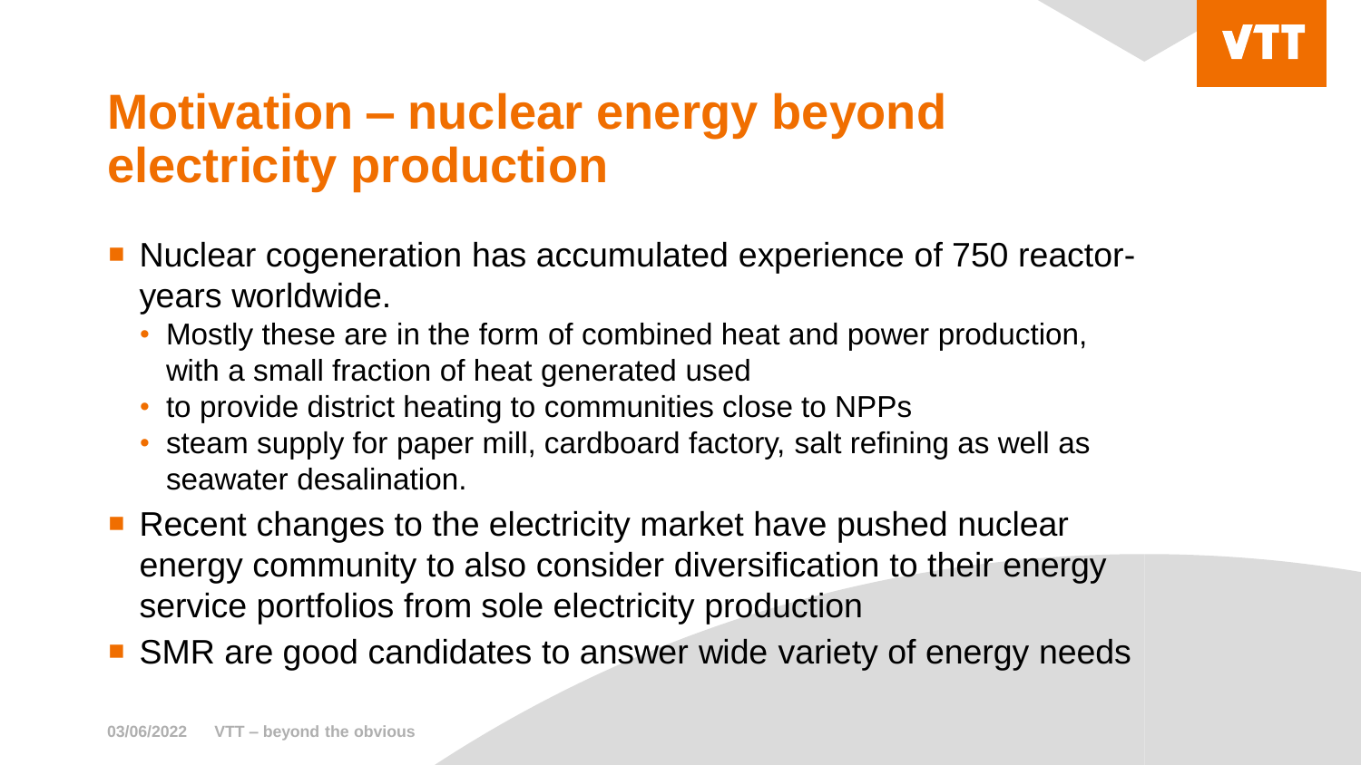# Motivation – nuclear energy beyond electricity production

- Nuclear cogeneration has accumulated experience of 750 reactor-years worldwide.
  - Mostly these are in the form of combined heat and power production, with a small fraction of heat generated used
  - to provide district heating to communities close to NPPs
  - steam supply for paper mill, cardboard factory, salt refining as well as seawater desalination.
- Recent changes to the electricity market have pushed nuclear energy community to also consider diversification to their energy service portfolios from sole electricity production
- SMR are good candidates to answer wide variety of energy needs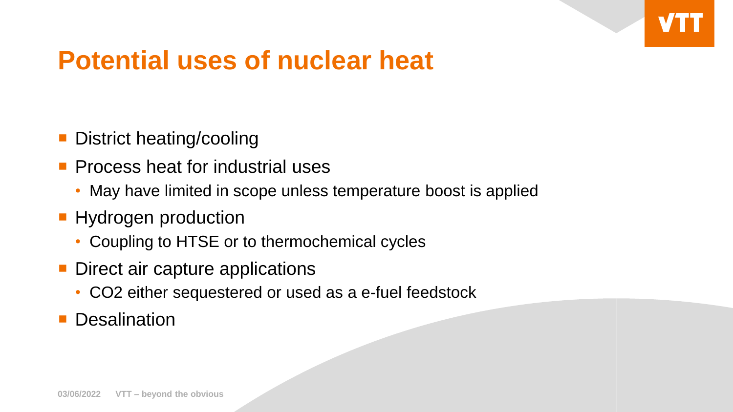# Potential uses of nuclear heat

- District heating/cooling
- Process heat for industrial uses
  - May have limited in scope unless temperature boost is applied
- Hydrogen production
  - Coupling to HTSE or to thermochemical cycles
- Direct air capture applications
  - $CO_2$ either sequestered or used as a e-fuel feedstock
- Desalination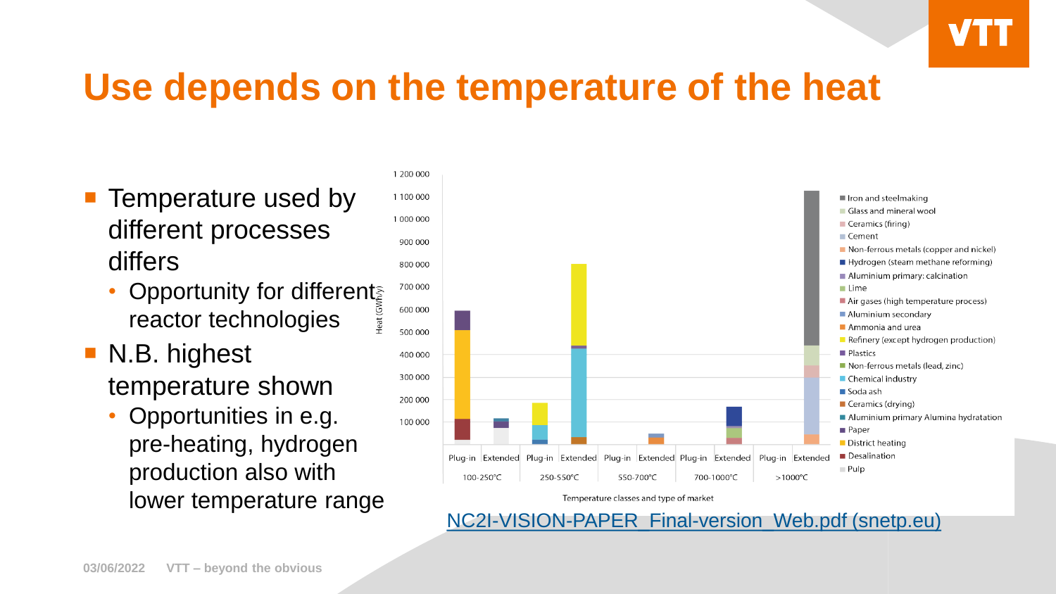# Use depends on the temperature of the heat

- Temperature used by different processes differs
  - Opportunity for different reactor technologies
- N.B. highest temperature shown
  - Opportunities in e.g. pre-heating, hydrogen production also with lower temperature range

Heat (GWh/y)

1 200 000
1 100 000
1 000 000
900 000
800 000
700 000
600 000
500 000
400 000
300 000
200 000
100 000

Plug-in | Extended | Plug-in | Extended | Plug-in | Extended | Plug-in | Extended | Plug-in | Extended

100-250°C | 250-550°C | 550-700°C | 700-1000°C | >1000°C

Temperature classes and type of market

- Iron and steelmaking
- Glass and mineral wool
- Ceramics (firing)
- Cement
- Non-ferrous metals (copper and nickel)
- Hydrogen (steam methane reforming)
- Aluminium primary: calcination
- Lime
- Air gases (high temperature process)
- Aluminium secondary
- Ammonia and urea
- Refinery (except hydrogen production)
- Plastics
- Non-ferrous metals (lead, zinc)
- Chemical industry
- Soda ash
- Ceramics (drying)
- Aluminium primary Alumina hydratation
- Paper
- District heating
- Desalination
- Pulp

[NC2I-VISION-PAPER_Final-version_Web.pdf (snetp.eu)](NC2I-VISION-PAPER_Final-version_Web.pdf)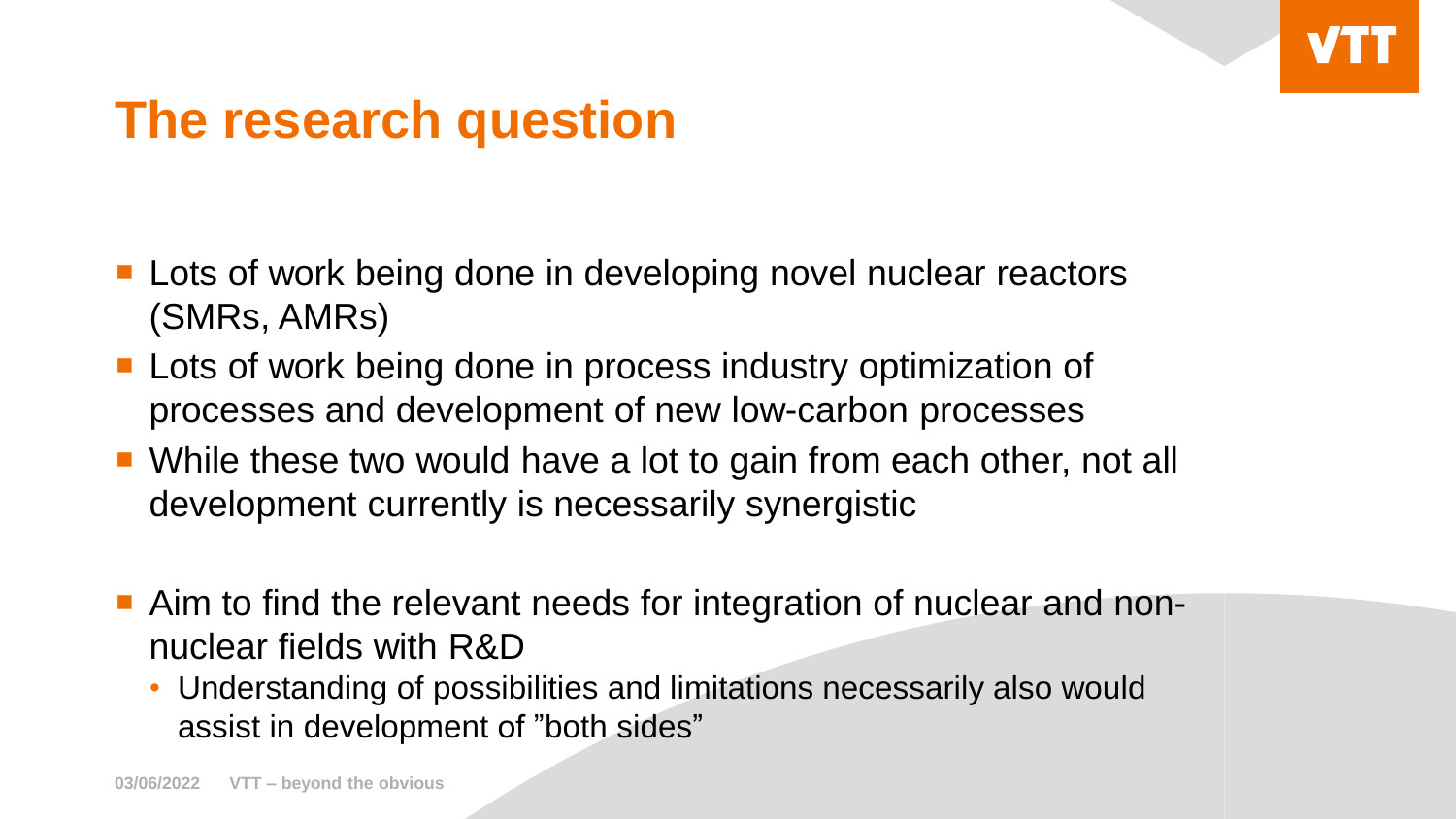# The research question

- Lots of work being done in developing novel nuclear reactors (SMRs, AMRs)
- Lots of work being done in process industry optimization of processes and development of new low-carbon processes
- While these two would have a lot to gain from each other, not all development currently is necessarily synergistic

- Aim to find the relevant needs for integration of nuclear and non-nuclear fields with R&D
  - Understanding of possibilities and limitations necessarily also would assist in development of ”both sides”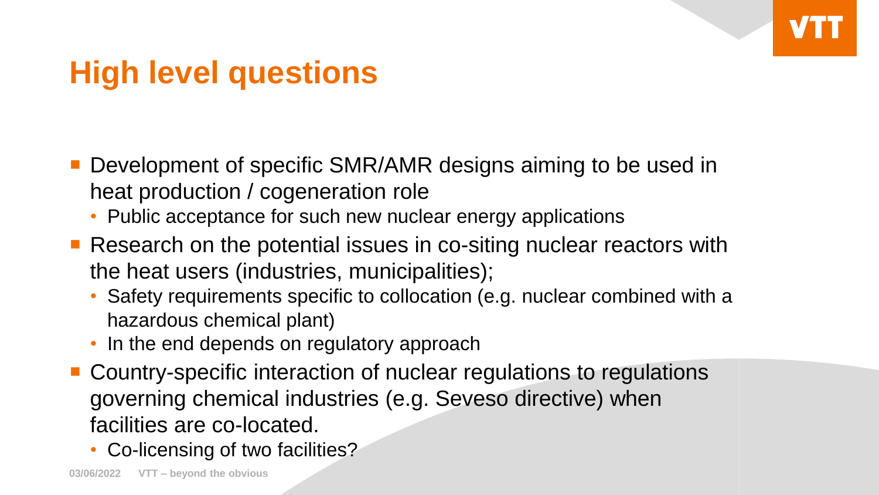# High level questions

- Development of specific SMR/AMR designs aiming to be used in heat production / cogeneration role
  - Public acceptance for such new nuclear energy applications
- Research on the potential issues in co-siting nuclear reactors with the heat users (industries, municipalities);
  - Safety requirements specific to collocation (e.g. nuclear combined with a hazardous chemical plant)
  - In the end depends on regulatory approach
- Country-specific interaction of nuclear regulations to regulations governing chemical industries (e.g. Seveso directive) when facilities are co-located.
  - Co-licensing of two facilities?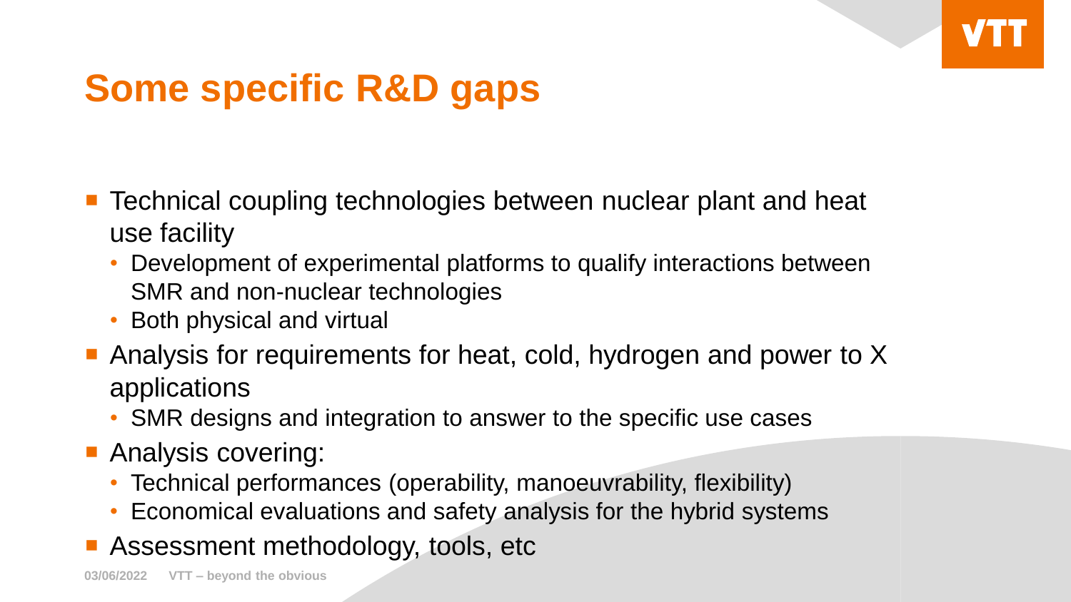# Some specific R&D gaps

- Technical coupling technologies between nuclear plant and heat use facility
  - Development of experimental platforms to qualify interactions between SMR and non-nuclear technologies
  - Both physical and virtual
- Analysis for requirements for heat, cold, hydrogen and power to X applications
  - SMR designs and integration to answer to the specific use cases
- Analysis covering:
  - Technical performances (operability, manoeuvrability, flexibility)
  - Economical evaluations and safety analysis for the hybrid systems
- Assessment methodology, tools, etc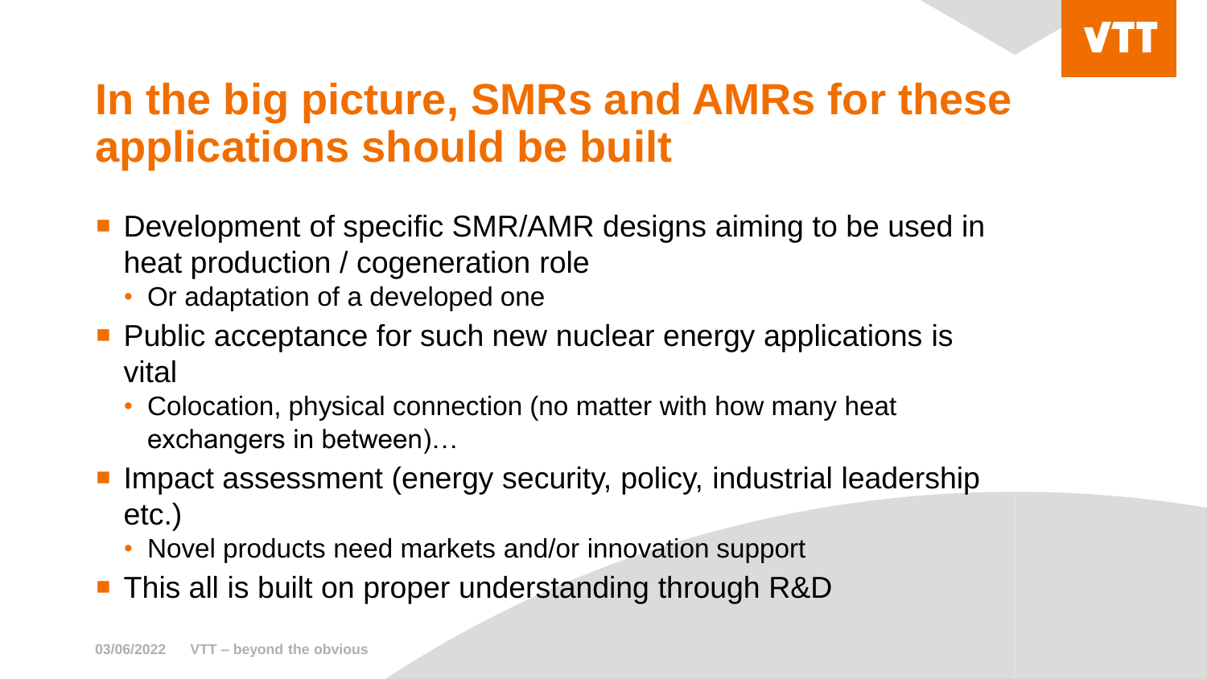# In the big picture, SMRs and AMRs for these applications should be built

- Development of specific SMR/AMR designs aiming to be used in heat production / cogeneration role
  - Or adaptation of a developed one
- Public acceptance for such new nuclear energy applications is vital
  - Colocation, physical connection (no matter with how many heat exchangers in between)…
- Impact assessment (energy security, policy, industrial leadership etc.)
  - Novel products need markets and/or innovation support
- This all is built on proper understanding through R&D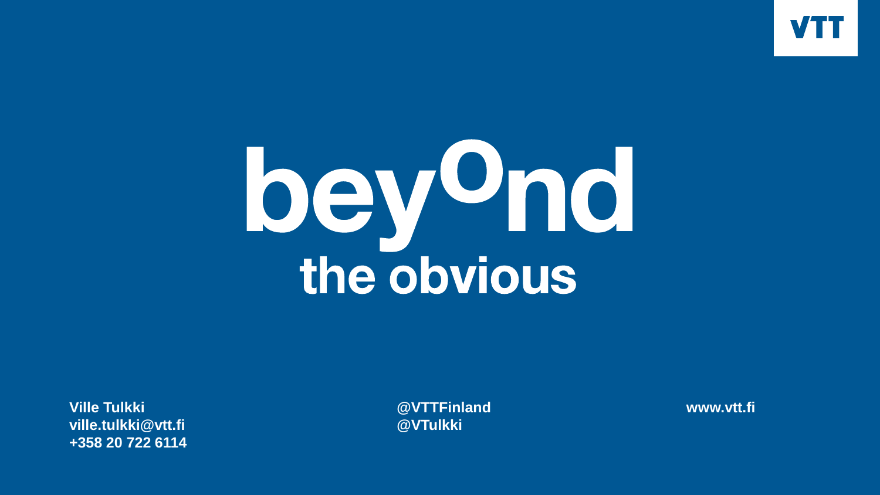VTT

# beyond the obvious

**Ville Tulkki**
**ville.tulkki@vtt.fi**
**+358 20 722 6114**

**@VTTFinland**
**@VTulkki**

**www.vtt.fi**